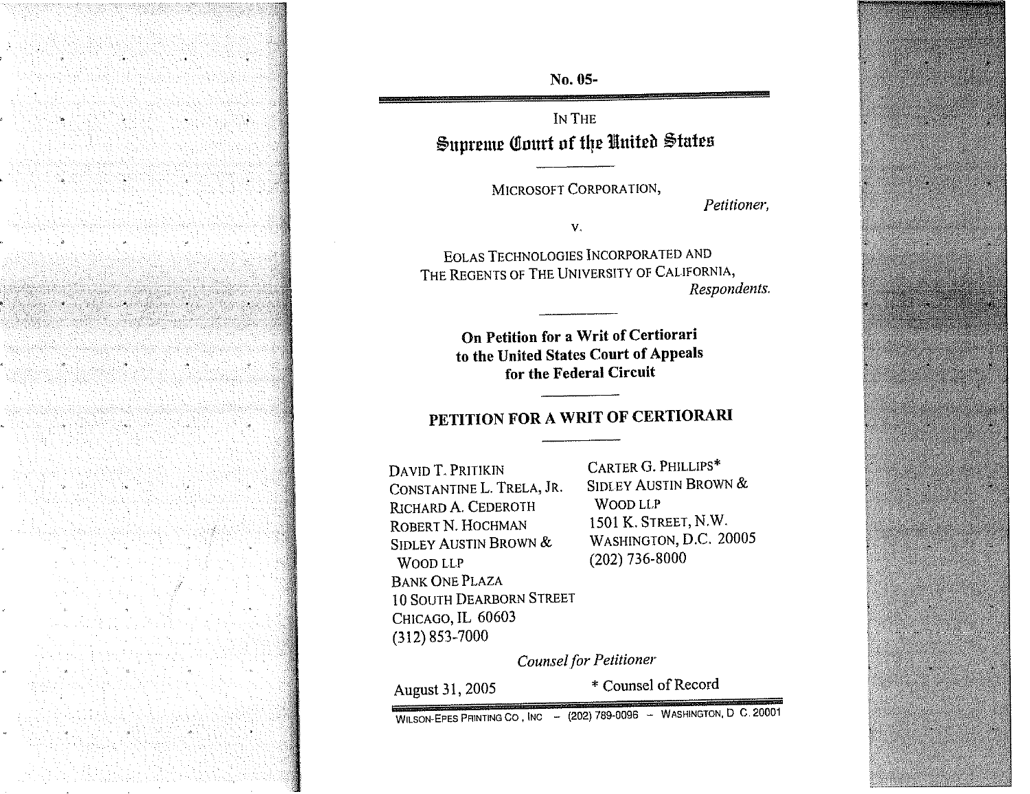No. 05-

IN THE

# Supreme Court of the United States

MICROSOFT CORPORATION,

*Petitioner,*

v.

EOLAS TECHNOLOGIES INCORPORATED AND THE REGENTS OF THE UNIVERSITY OF CALIFORNIA,

*Respondents.*

**On Petition for a Writ of Certiorari to the United States Court of Appeals for the Federal Circuit**

## PETITION FOR A WRIT OF CERTIORARI

DAVID T. PRITIKIN
CONSTANTINE L. TRELA, JR.
RICHARD A. CEDEROTH
ROBERT N. HOCHMAN
SIDLEY AUSTIN BROWN & WOOD LLP
BANK ONE PLAZA
10 SOUTH DEARBORN STREET
CHICAGO, IL 60603
(312) 853-7000

CARTER G. PHILLIPS*
SIDLEY AUSTIN BROWN & WOOD LLP
1501 K. STREET, N.W.
WASHINGTON, D.C. 20005
(202) 736-8000

*Counsel for Petitioner*

August 31, 2005

* Counsel of Record

WILSON-EPES PRINTING CO., INC – (202) 789-0096 – WASHINGTON, D.C. 20001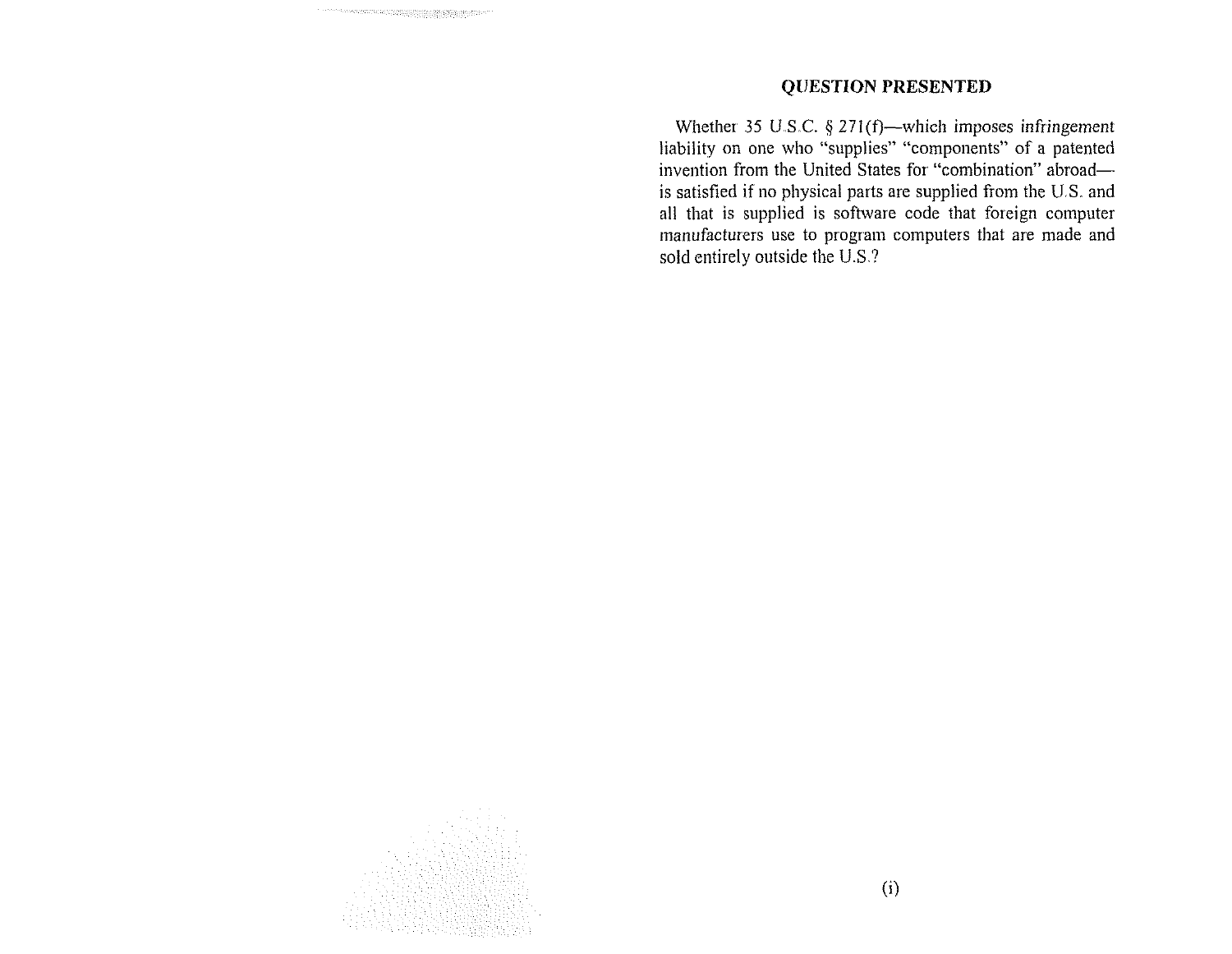## QUESTION PRESENTED

Whether 35 U.S.C. § 271(f)—which imposes infringement liability on one who "supplies" "components" of a patented invention from the United States for "combination" abroad—is satisfied if no physical parts are supplied from the U.S. and all that is supplied is software code that foreign computer manufacturers use to program computers that are made and sold entirely outside the U.S.?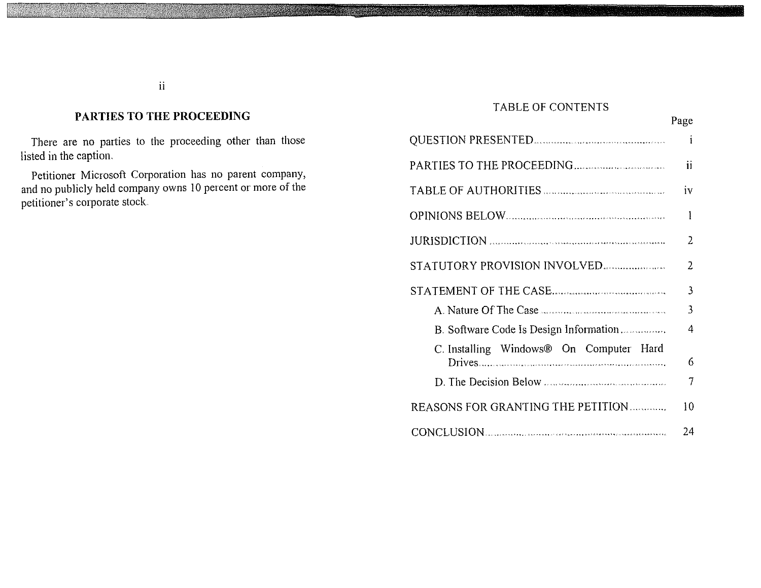## PARTIES TO THE PROCEEDING

There are no parties to the proceeding other than those listed in the caption.

Petitioner Microsoft Corporation has no parent company, and no publicly held company owns 10 percent or more of the petitioner's corporate stock.

## TABLE OF CONTENTS

| | Page |
|---|---|
| QUESTION PRESENTED | i |
| PARTIES TO THE PROCEEDING | ii |
| TABLE OF AUTHORITIES | iv |
| OPINIONS BELOW | 1 |
| JURISDICTION | 2 |
| STATUTORY PROVISION INVOLVED | 2 |
| STATEMENT OF THE CASE | 3 |
| A. Nature Of The Case | 3 |
| B. Software Code Is Design Information | 4 |
| C. Installing Windows® On Computer Hard Drives | 6 |
| D. The Decision Below | 7 |
| REASONS FOR GRANTING THE PETITION | 10 |
| CONCLUSION | 24 |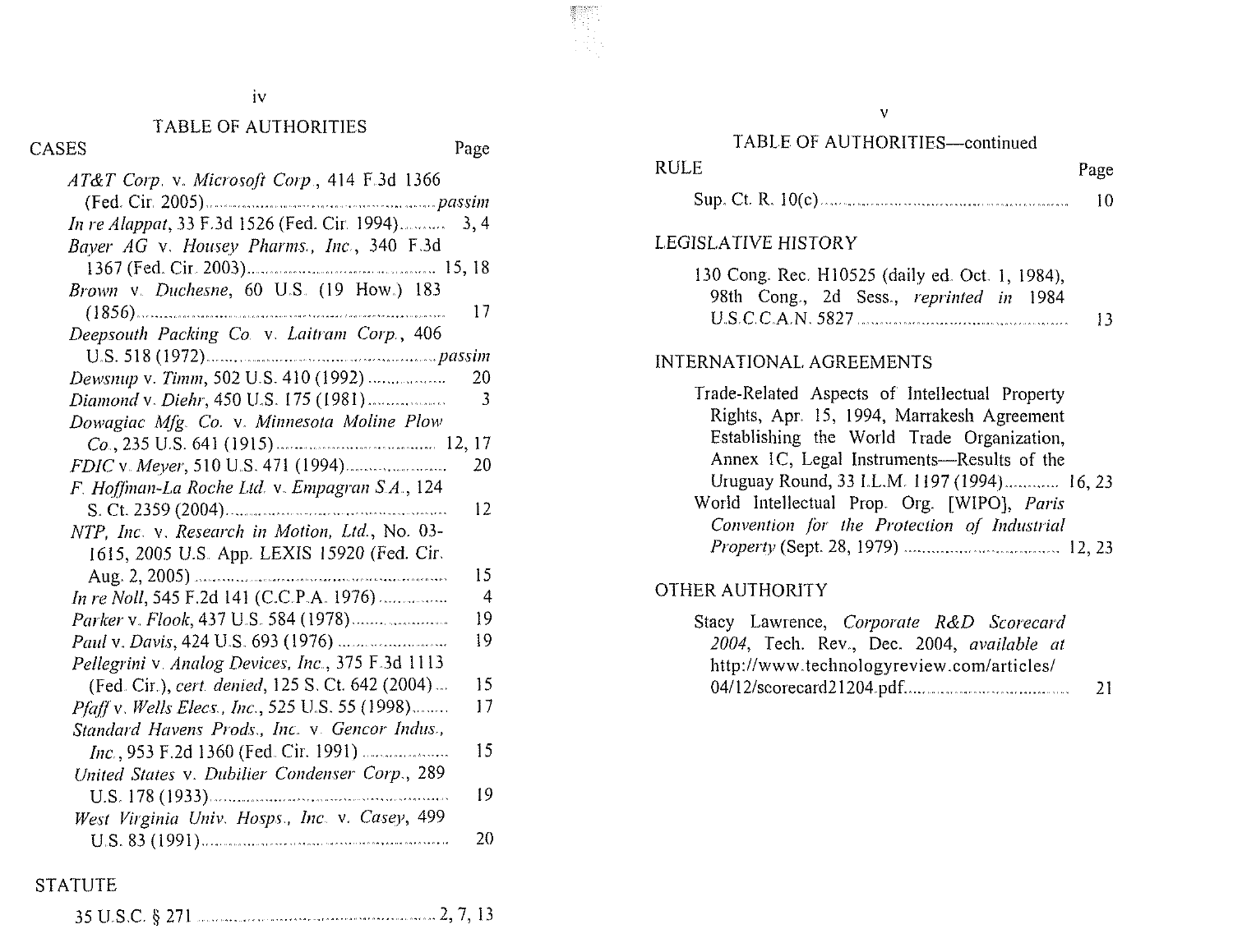## TABLE OF AUTHORITIES

**CASES** | Page

| Case | Page |
|---|---|
| *AT&T Corp.* v. *Microsoft Corp.*, 414 F.3d 1366 (Fed. Cir. 2005) | *passim* |
| *In re Alappat*, 33 F.3d 1526 (Fed. Cir. 1994) | 3, 4 |
| *Bayer AG* v. *Housey Pharms., Inc.*, 340 F.3d 1367 (Fed. Cir. 2003) | 15, 18 |
| *Brown* v. *Duchesne*, 60 U.S. (19 How.) 183 (1856) | 17 |
| *Deepsouth Packing Co.* v. *Laitram Corp.*, 406 U.S. 518 (1972) | *passim* |
| *Dewsnup* v. *Timm*, 502 U.S. 410 (1992) | 20 |
| *Diamond* v. *Diehr*, 450 U.S. 175 (1981) | 3 |
| *Dowagiac Mfg. Co.* v. *Minnesota Moline Plow Co.*, 235 U.S. 641 (1915) | 12, 17 |
| *FDIC* v. *Meyer*, 510 U.S. 471 (1994) | 20 |
| *F. Hoffman-La Roche Ltd.* v. *Empagran S.A.*, 124 S. Ct. 2359 (2004) | 12 |
| *NTP, Inc.* v. *Research in Motion, Ltd.*, No. 03-1615, 2005 U.S. App. LEXIS 15920 (Fed. Cir. Aug. 2, 2005) | 15 |
| *In re Noll*, 545 F.2d 141 (C.C.P.A. 1976) | 4 |
| *Parker* v. *Flook*, 437 U.S. 584 (1978) | 19 |
| *Paul* v. *Davis*, 424 U.S. 693 (1976) | 19 |
| *Pellegrini* v. *Analog Devices, Inc.*, 375 F.3d 1113 (Fed. Cir.), *cert. denied*, 125 S. Ct. 642 (2004) | 15 |
| *Pfaff* v. *Wells Elecs., Inc.*, 525 U.S. 55 (1998) | 17 |
| *Standard Havens Prods., Inc.* v. *Gencor Indus., Inc.*, 953 F.2d 1360 (Fed. Cir. 1991) | 15 |
| *United States* v. *Dubilier Condenser Corp.*, 289 U.S. 178 (1933) | 19 |
| *West Virginia Univ. Hosps., Inc.* v. *Casey*, 499 U.S. 83 (1991) | 20 |

**STATUTE**

| | |
|---|---|
| 35 U.S.C. § 271 | 2, 7, 13 |

## TABLE OF AUTHORITIES—continued

**RULE** | Page

| | |
|---|---|
| Sup. Ct. R. 10(c) | 10 |

**LEGISLATIVE HISTORY**

| | |
|---|---|
| 130 Cong. Rec. H10525 (daily ed. Oct. 1, 1984), 98th Cong., 2d Sess., *reprinted in* 1984 U.S.C.C.A.N. 5827 | 13 |

**INTERNATIONAL AGREEMENTS**

| | |
|---|---|
| Trade-Related Aspects of Intellectual Property Rights, Apr. 15, 1994, Marrakesh Agreement Establishing the World Trade Organization, Annex 1C, Legal Instruments—Results of the Uruguay Round, 33 I.L.M. 1197 (1994) | 16, 23 |
| World Intellectual Prop. Org. [WIPO], *Paris Convention for the Protection of Industrial Property* (Sept. 28, 1979) | 12, 23 |

**OTHER AUTHORITY**

| | |
|---|---|
| Stacy Lawrence, *Corporate R&D Scorecard 2004*, Tech. Rev., Dec. 2004, *available at* http://www.technologyreview.com/articles/04/12/scorecard21204.pdf | 21 |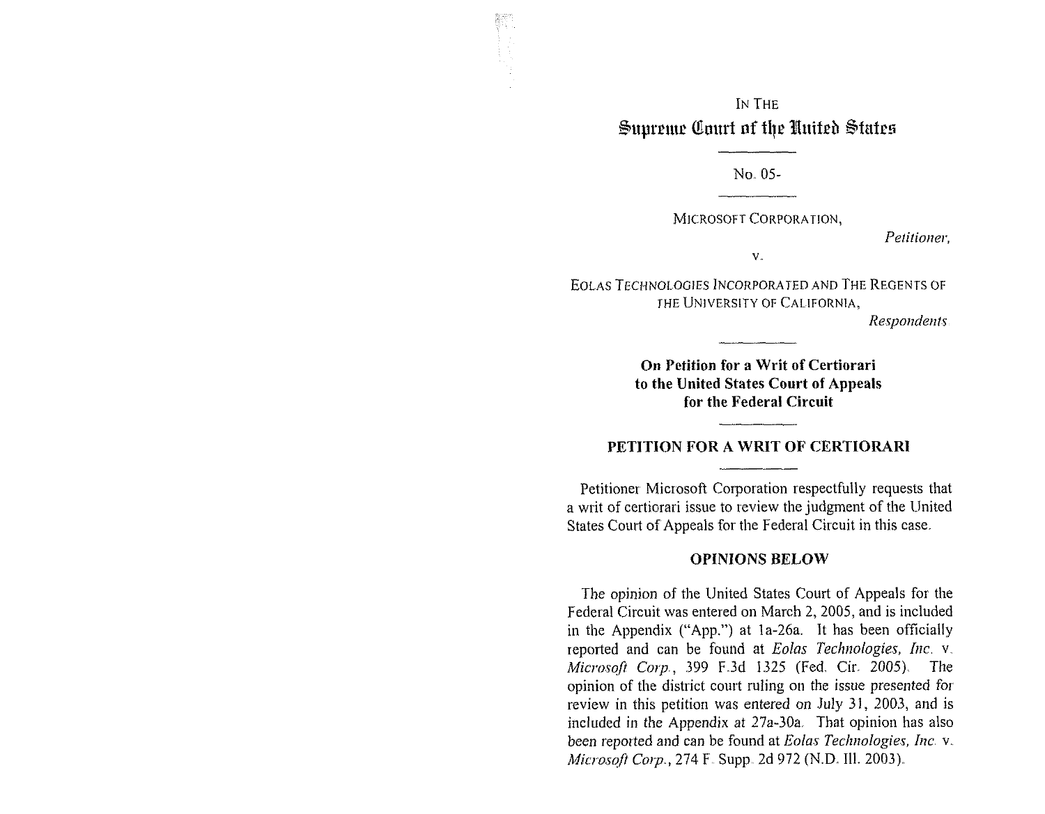IN THE

**Supreme Court of the United States**

---

No. 05-

---

MICROSOFT CORPORATION,

*Petitioner,*

v.

EOLAS TECHNOLOGIES INCORPORATED AND THE REGENTS OF THE UNIVERSITY OF CALIFORNIA,

*Respondents.*

---

**On Petition for a Writ of Certiorari to the United States Court of Appeals for the Federal Circuit**

---

## PETITION FOR A WRIT OF CERTIORARI

---

Petitioner Microsoft Corporation respectfully requests that a writ of certiorari issue to review the judgment of the United States Court of Appeals for the Federal Circuit in this case.

## OPINIONS BELOW

The opinion of the United States Court of Appeals for the Federal Circuit was entered on March 2, 2005, and is included in the Appendix ("App.") at 1a-26a. It has been officially reported and can be found at *Eolas Technologies, Inc.* v. *Microsoft Corp.*, 399 F.3d 1325 (Fed. Cir. 2005). The opinion of the district court ruling on the issue presented for review in this petition was entered on July 31, 2003, and is included in the Appendix at 27a-30a. That opinion has also been reported and can be found at *Eolas Technologies, Inc.* v. *Microsoft Corp.*, 274 F. Supp. 2d 972 (N.D. Ill. 2003).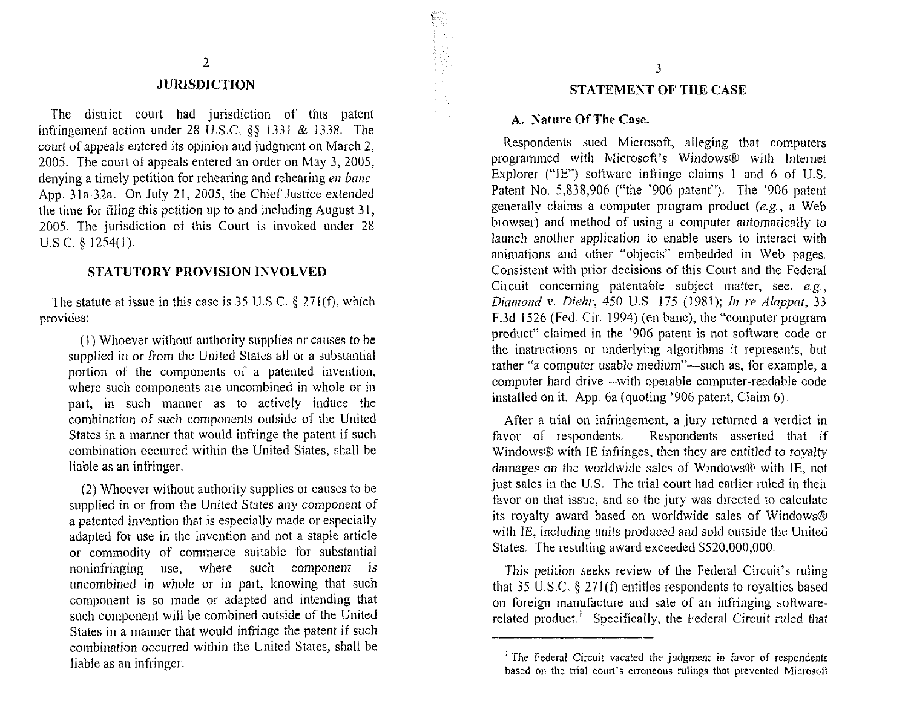## JURISDICTION

The district court had jurisdiction of this patent infringement action under 28 U.S.C. §§ 1331 & 1338. The court of appeals entered its opinion and judgment on March 2, 2005. The court of appeals entered an order on May 3, 2005, denying a timely petition for rehearing and rehearing *en banc*. App. 31a-32a. On July 21, 2005, the Chief Justice extended the time for filing this petition up to and including August 31, 2005. The jurisdiction of this Court is invoked under 28 U.S.C. § 1254(1).

## STATUTORY PROVISION INVOLVED

The statute at issue in this case is 35 U.S.C. § 271(f), which provides:

> (1) Whoever without authority supplies or causes to be supplied in or from the United States all or a substantial portion of the components of a patented invention, where such components are uncombined in whole or in part, in such manner as to actively induce the combination of such components outside of the United States in a manner that would infringe the patent if such combination occurred within the United States, shall be liable as an infringer.
>
> (2) Whoever without authority supplies or causes to be supplied in or from the United States any component of a patented invention that is especially made or especially adapted for use in the invention and not a staple article or commodity of commerce suitable for substantial noninfringing use, where such component is uncombined in whole or in part, knowing that such component is so made or adapted and intending that such component will be combined outside of the United States in a manner that would infringe the patent if such combination occurred within the United States, shall be liable as an infringer.

## STATEMENT OF THE CASE

### A. Nature Of The Case.

Respondents sued Microsoft, alleging that computers programmed with Microsoft's Windows® with Internet Explorer ("IE") software infringe claims 1 and 6 of U.S. Patent No. 5,838,906 ("the '906 patent"). The '906 patent generally claims a computer program product (*e.g.*, a Web browser) and method of using a computer automatically to launch another application to enable users to interact with animations and other "objects" embedded in Web pages. Consistent with prior decisions of this Court and the Federal Circuit concerning patentable subject matter, see, *e.g.*, *Diamond* v. *Diehr*, 450 U.S. 175 (1981); *In re Alappat*, 33 F.3d 1526 (Fed. Cir. 1994) (en banc), the "computer program product" claimed in the '906 patent is not software code or the instructions or underlying algorithms it represents, but rather "a computer usable medium"—such as, for example, a computer hard drive—with operable computer-readable code installed on it. App. 6a (quoting '906 patent, Claim 6).

After a trial on infringement, a jury returned a verdict in favor of respondents. Respondents asserted that if Windows® with IE infringes, then they are entitled to royalty damages on the worldwide sales of Windows® with IE, not just sales in the U.S. The trial court had earlier ruled in their favor on that issue, and so the jury was directed to calculate its royalty award based on worldwide sales of Windows® with IE, including units produced and sold outside the United States. The resulting award exceeded $520,000,000.

This petition seeks review of the Federal Circuit's ruling that 35 U.S.C. § 271(f) entitles respondents to royalties based on foreign manufacture and sale of an infringing software-related product.[1] Specifically, the Federal Circuit ruled that

[1] The Federal Circuit vacated the judgment in favor of respondents based on the trial court's erroneous rulings that prevented Microsoft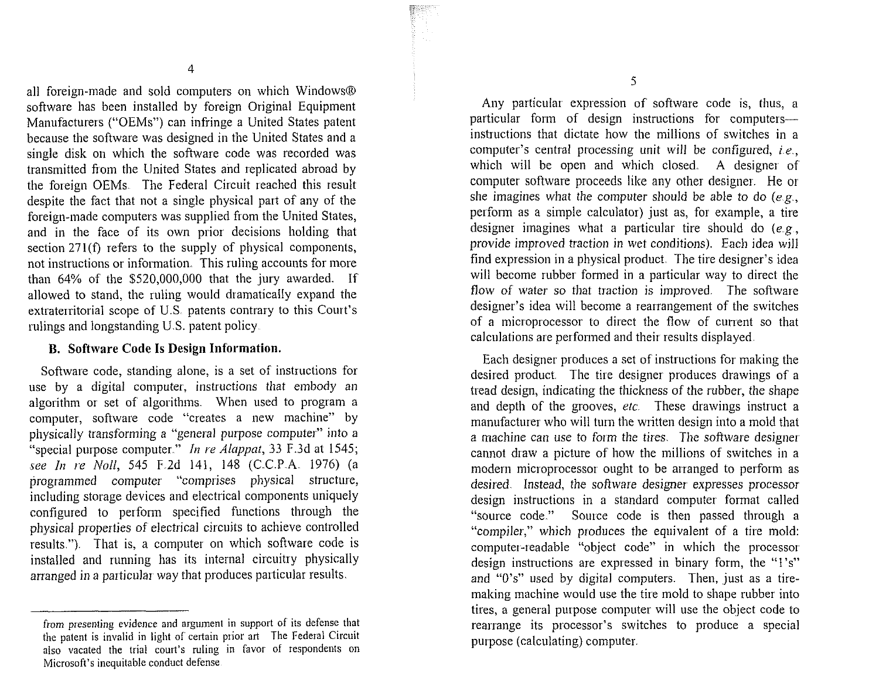all foreign-made and sold computers on which Windows® software has been installed by foreign Original Equipment Manufacturers ("OEMs") can infringe a United States patent because the software was designed in the United States and a single disk on which the software code was recorded was transmitted from the United States and replicated abroad by the foreign OEMs. The Federal Circuit reached this result despite the fact that not a single physical part of any of the foreign-made computers was supplied from the United States, and in the face of its own prior decisions holding that section 271(f) refers to the supply of physical components, not instructions or information. This ruling accounts for more than 64% of the $520,000,000 that the jury awarded. If allowed to stand, the ruling would dramatically expand the extraterritorial scope of U.S. patents contrary to this Court's rulings and longstanding U.S. patent policy.

### B. Software Code Is Design Information.

Software code, standing alone, is a set of instructions for use by a digital computer, instructions that embody an algorithm or set of algorithms. When used to program a computer, software code "creates a new machine" by physically transforming a "general purpose computer" into a "special purpose computer." *In re Alappat*, 33 F.3d at 1545; *see In re Noll*, 545 F.2d 141, 148 (C.C.P.A. 1976) (a programmed computer "comprises physical structure, including storage devices and electrical components uniquely configured to perform specified functions through the physical properties of electrical circuits to achieve controlled results."). That is, a computer on which software code is installed and running has its internal circuitry physically arranged in a particular way that produces particular results.

Any particular expression of software code is, thus, a particular form of design instructions for computers—instructions that dictate how the millions of switches in a computer's central processing unit will be configured, *i.e.*, which will be open and which closed. A designer of computer software proceeds like any other designer. He or she imagines what the computer should be able to do (*e.g.*, perform as a simple calculator) just as, for example, a tire designer imagines what a particular tire should do (*e.g.*, provide improved traction in wet conditions). Each idea will find expression in a physical product. The tire designer's idea will become rubber formed in a particular way to direct the flow of water so that traction is improved. The software designer's idea will become a rearrangement of the switches of a microprocessor to direct the flow of current so that calculations are performed and their results displayed.

Each designer produces a set of instructions for making the desired product. The tire designer produces drawings of a tread design, indicating the thickness of the rubber, the shape and depth of the grooves, *etc.* These drawings instruct a manufacturer who will turn the written design into a mold that a machine can use to form the tires. The software designer cannot draw a picture of how the millions of switches in a modern microprocessor ought to be arranged to perform as desired. Instead, the software designer expresses processor design instructions in a standard computer format called "source code." Source code is then passed through a "compiler," which produces the equivalent of a tire mold: computer-readable "object code" in which the processor design instructions are expressed in binary form, the "1's" and "0's" used by digital computers. Then, just as a tire-making machine would use the tire mold to shape rubber into tires, a general purpose computer will use the object code to rearrange its processor's switches to produce a special purpose (calculating) computer.

---

from presenting evidence and argument in support of its defense that the patent is invalid in light of certain prior art. The Federal Circuit also vacated the trial court's ruling in favor of respondents on Microsoft's inequitable conduct defense.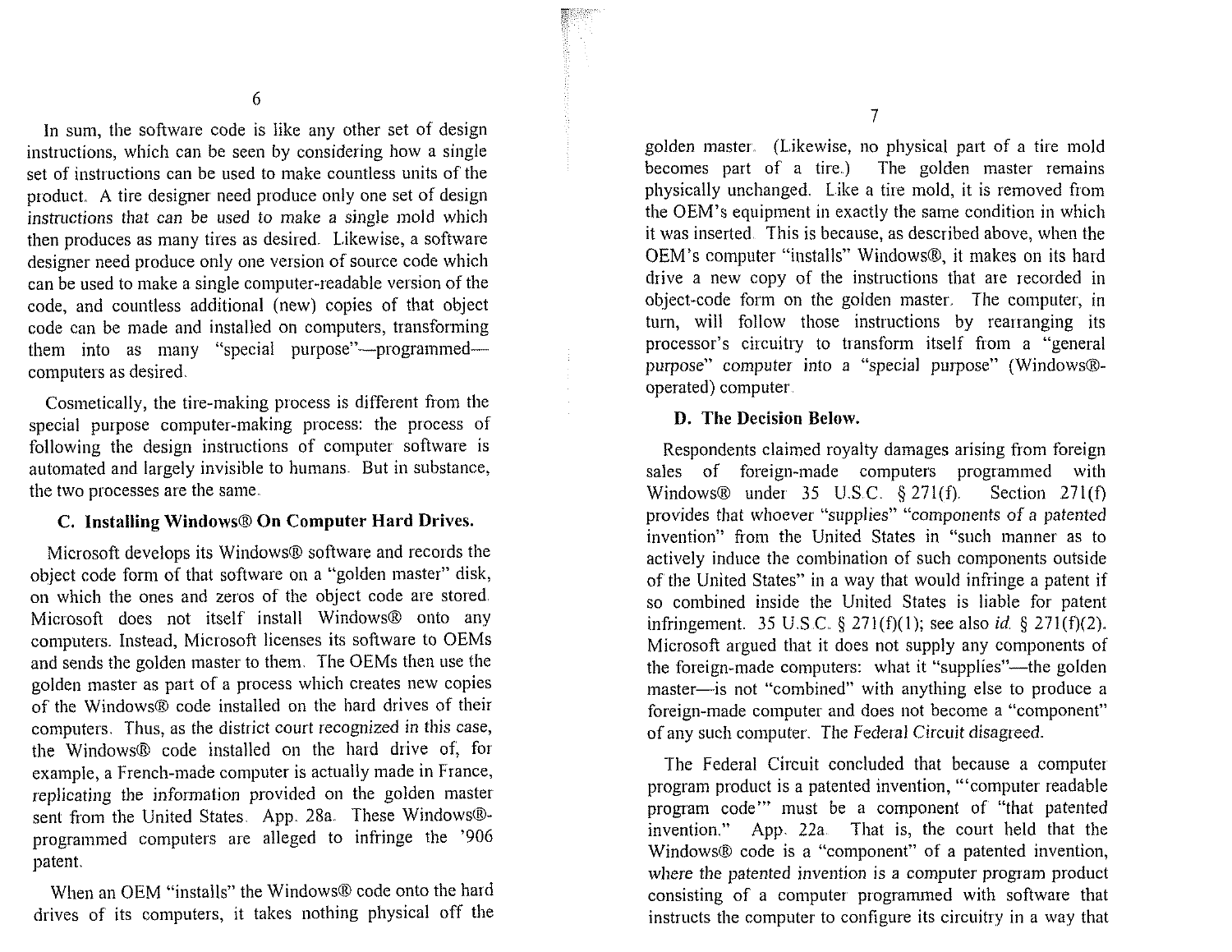In sum, the software code is like any other set of design instructions, which can be seen by considering how a single set of instructions can be used to make countless units of the product. A tire designer need produce only one set of design instructions that can be used to make a single mold which then produces as many tires as desired. Likewise, a software designer need produce only one version of source code which can be used to make a single computer-readable version of the code, and countless additional (new) copies of that object code can be made and installed on computers, transforming them into as many "special purpose"—programmed—computers as desired.

Cosmetically, the tire-making process is different from the special purpose computer-making process: the process of following the design instructions of computer software is automated and largely invisible to humans. But in substance, the two processes are the same.

### C. Installing Windows® On Computer Hard Drives.

Microsoft develops its Windows® software and records the object code form of that software on a "golden master" disk, on which the ones and zeros of the object code are stored. Microsoft does not itself install Windows® onto any computers. Instead, Microsoft licenses its software to OEMs and sends the golden master to them. The OEMs then use the golden master as part of a process which creates new copies of the Windows® code installed on the hard drives of their computers. Thus, as the district court recognized in this case, the Windows® code installed on the hard drive of, for example, a French-made computer is actually made in France, replicating the information provided on the golden master sent from the United States. App. 28a. These Windows®-programmed computers are alleged to infringe the '906 patent.

When an OEM "installs" the Windows® code onto the hard drives of its computers, it takes nothing physical off the golden master. (Likewise, no physical part of a tire mold becomes part of a tire.) The golden master remains physically unchanged. Like a tire mold, it is removed from the OEM's equipment in exactly the same condition in which it was inserted. This is because, as described above, when the OEM's computer "installs" Windows®, it makes on its hard drive a new copy of the instructions that are recorded in object-code form on the golden master. The computer, in turn, will follow those instructions by rearranging its processor's circuitry to transform itself from a "general purpose" computer into a "special purpose" (Windows®-operated) computer.

### D. The Decision Below.

Respondents claimed royalty damages arising from foreign sales of foreign-made computers programmed with Windows® under 35 U.S.C. § 271(f). Section 271(f) provides that whoever "supplies" "components of a patented invention" from the United States in "such manner as to actively induce the combination of such components outside of the United States" in a way that would infringe a patent if so combined inside the United States is liable for patent infringement. 35 U.S.C. § 271(f)(1); see also *id.* § 271(f)(2). Microsoft argued that it does not supply any components of the foreign-made computers: what it "supplies"—the golden master—is not "combined" with anything else to produce a foreign-made computer and does not become a "component" of any such computer. The Federal Circuit disagreed.

The Federal Circuit concluded that because a computer program product is a patented invention, "'computer readable program code'" must be a component of "that patented invention." App. 22a. That is, the court held that the Windows® code is a "component" of a patented invention, where the patented invention is a computer program product consisting of a computer programmed with software that instructs the computer to configure its circuitry in a way that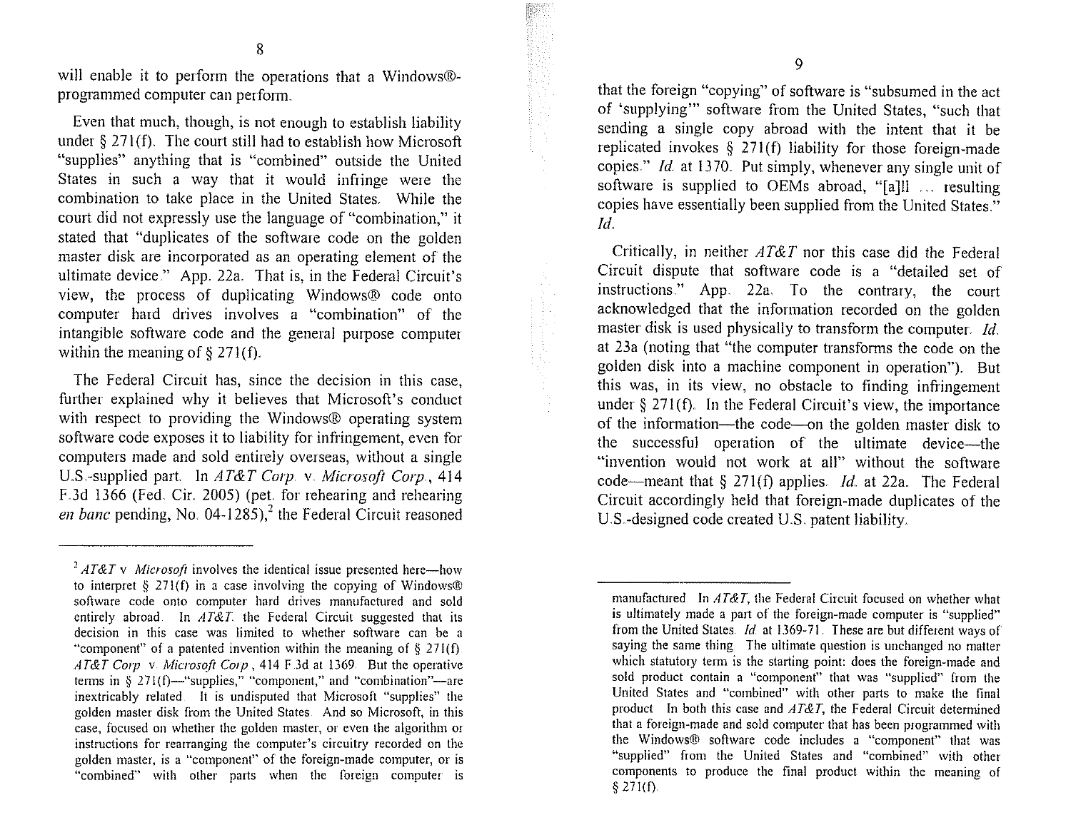will enable it to perform the operations that a Windows®-programmed computer can perform.

Even that much, though, is not enough to establish liability under § 271(f). The court still had to establish how Microsoft "supplies" anything that is "combined" outside the United States in such a way that it would infringe were the combination to take place in the United States. While the court did not expressly use the language of "combination," it stated that "duplicates of the software code on the golden master disk are incorporated as an operating element of the ultimate device." App. 22a. That is, in the Federal Circuit's view, the process of duplicating Windows® code onto computer hard drives involves a "combination" of the intangible software code and the general purpose computer within the meaning of § 271(f).

The Federal Circuit has, since the decision in this case, further explained why it believes that Microsoft's conduct with respect to providing the Windows® operating system software code exposes it to liability for infringement, even for computers made and sold entirely overseas, without a single U.S.-supplied part. In *AT&T Corp. v. Microsoft Corp.*, 414 F.3d 1366 (Fed. Cir. 2005) (pet. for rehearing and rehearing *en banc* pending, No. 04-1285),[2] the Federal Circuit reasoned that the foreign "copying" of software is "subsumed in the act of 'supplying'" software from the United States, "such that sending a single copy abroad with the intent that it be replicated invokes § 271(f) liability for those foreign-made copies." *Id.* at 1370. Put simply, whenever any single unit of software is supplied to OEMs abroad, "[a]ll ... resulting copies have essentially been supplied from the United States." *Id.*

Critically, in neither *AT&T* nor this case did the Federal Circuit dispute that software code is a "detailed set of instructions." App. 22a. To the contrary, the court acknowledged that the information recorded on the golden master disk is used physically to transform the computer. *Id.* at 23a (noting that "the computer transforms the code on the golden disk into a machine component in operation"). But this was, in its view, no obstacle to finding infringement under § 271(f). In the Federal Circuit's view, the importance of the information—the code—on the golden master disk to the successful operation of the ultimate device—the "invention would not work at all" without the software code—meant that § 271(f) applies. *Id.* at 22a. The Federal Circuit accordingly held that foreign-made duplicates of the U.S.-designed code created U.S. patent liability.

---

[2] *AT&T v. Microsoft* involves the identical issue presented here—how to interpret § 271(f) in a case involving the copying of Windows® software code onto computer hard drives manufactured and sold entirely abroad. In *AT&T*, the Federal Circuit suggested that its decision in this case was limited to whether software can be a "component" of a patented invention within the meaning of § 271(f). *AT&T Corp. v. Microsoft Corp.*, 414 F.3d at 1369. But the operative terms in § 271(f)—"supplies," "component," and "combination"—are inextricably related. It is undisputed that Microsoft "supplies" the golden master disk from the United States. And so Microsoft, in this case, focused on whether the golden master, or even the algorithm or instructions for rearranging the computer's circuitry recorded on the golden master, is a "component" of the foreign-made computer, or is "combined" with other parts when the foreign computer is manufactured. In *AT&T*, the Federal Circuit focused on whether what is ultimately made a part of the foreign-made computer is "supplied" from the United States. *Id.* at 1369-71. These are but different ways of saying the same thing. The ultimate question is unchanged no matter which statutory term is the starting point: does the foreign-made and sold product contain a "component" that was "supplied" from the United States and "combined" with other parts to make the final product. In both this case and *AT&T*, the Federal Circuit determined that a foreign-made and sold computer that has been programmed with the Windows® software code includes a "component" that was "supplied" from the United States and "combined" with other components to produce the final product within the meaning of § 271(f).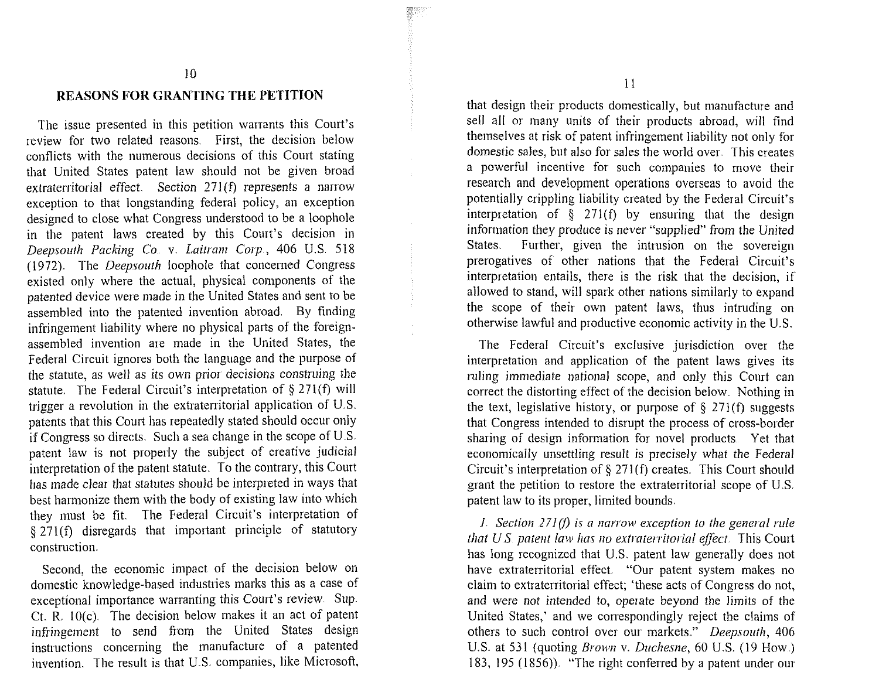## REASONS FOR GRANTING THE PETITION

The issue presented in this petition warrants this Court's review for two related reasons. First, the decision below conflicts with the numerous decisions of this Court stating that United States patent law should not be given broad extraterritorial effect. Section 271(f) represents a narrow exception to that longstanding federal policy, an exception designed to close what Congress understood to be a loophole in the patent laws created by this Court's decision in *Deepsouth Packing Co. v. Laitram Corp.*, 406 U.S. 518 (1972). The *Deepsouth* loophole that concerned Congress existed only where the actual, physical components of the patented device were made in the United States and sent to be assembled into the patented invention abroad. By finding infringement liability where no physical parts of the foreign-assembled invention are made in the United States, the Federal Circuit ignores both the language and the purpose of the statute, as well as its own prior decisions construing the statute. The Federal Circuit's interpretation of § 271(f) will trigger a revolution in the extraterritorial application of U.S. patents that this Court has repeatedly stated should occur only if Congress so directs. Such a sea change in the scope of U.S. patent law is not properly the subject of creative judicial interpretation of the patent statute. To the contrary, this Court has made clear that statutes should be interpreted in ways that best harmonize them with the body of existing law into which they must be fit. The Federal Circuit's interpretation of § 271(f) disregards that important principle of statutory construction.

Second, the economic impact of the decision below on domestic knowledge-based industries marks this as a case of exceptional importance warranting this Court's review. Sup. Ct. R. 10(c). The decision below makes it an act of patent infringement to send from the United States design instructions concerning the manufacture of a patented invention. The result is that U.S. companies, like Microsoft, that design their products domestically, but manufacture and sell all or many units of their products abroad, will find themselves at risk of patent infringement liability not only for domestic sales, but also for sales the world over. This creates a powerful incentive for such companies to move their research and development operations overseas to avoid the potentially crippling liability created by the Federal Circuit's interpretation of § 271(f) by ensuring that the design information they produce is never "supplied" from the United States. Further, given the intrusion on the sovereign prerogatives of other nations that the Federal Circuit's interpretation entails, there is the risk that the decision, if allowed to stand, will spark other nations similarly to expand the scope of their own patent laws, thus intruding on otherwise lawful and productive economic activity in the U.S.

The Federal Circuit's exclusive jurisdiction over the interpretation and application of the patent laws gives its ruling immediate national scope, and only this Court can correct the distorting effect of the decision below. Nothing in the text, legislative history, or purpose of § 271(f) suggests that Congress intended to disrupt the process of cross-border sharing of design information for novel products. Yet that economically unsettling result is precisely what the Federal Circuit's interpretation of § 271(f) creates. This Court should grant the petition to restore the extraterritorial scope of U.S. patent law to its proper, limited bounds.

*1. Section 271(f) is a narrow exception to the general rule that U.S. patent law has no extraterritorial effect.* This Court has long recognized that U.S. patent law generally does not have extraterritorial effect. "Our patent system makes no claim to extraterritorial effect; 'these acts of Congress do not, and were not intended to, operate beyond the limits of the United States,' and we correspondingly reject the claims of others to such control over our markets." *Deepsouth*, 406 U.S. at 531 (quoting *Brown* v. *Duchesne*, 60 U.S. (19 How.) 183, 195 (1856)). "The right conferred by a patent under our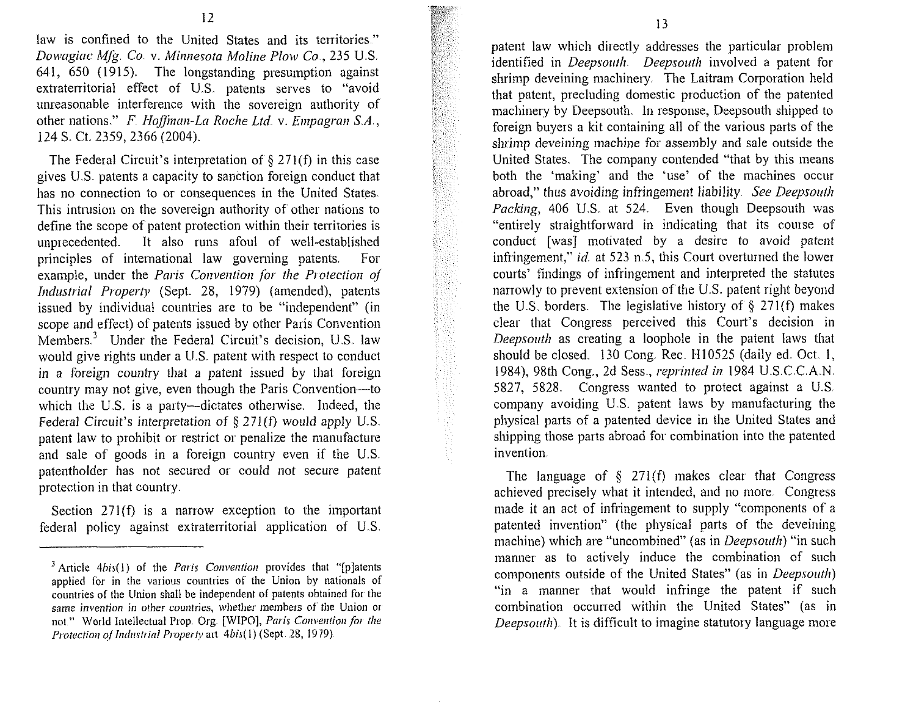law is confined to the United States and its territories." *Dowagiac Mfg. Co. v. Minnesota Moline Plow Co.*, 235 U.S. 641, 650 (1915). The longstanding presumption against extraterritorial effect of U.S. patents serves to "avoid unreasonable interference with the sovereign authority of other nations." *F. Hoffman-La Roche Ltd. v. Empagran S.A.*, 124 S. Ct. 2359, 2366 (2004).

The Federal Circuit's interpretation of § 271(f) in this case gives U.S. patents a capacity to sanction foreign conduct that has no connection to or consequences in the United States. This intrusion on the sovereign authority of other nations to define the scope of patent protection within their territories is unprecedented. It also runs afoul of well-established principles of international law governing patents. For example, under the *Paris Convention for the Protection of Industrial Property* (Sept. 28, 1979) (amended), patents issued by individual countries are to be "independent" (in scope and effect) of patents issued by other Paris Convention Members.[3] Under the Federal Circuit's decision, U.S. law would give rights under a U.S. patent with respect to conduct in a foreign country that a patent issued by that foreign country may not give, even though the Paris Convention—to which the U.S. is a party—dictates otherwise. Indeed, the Federal Circuit's interpretation of § 271(f) would apply U.S. patent law to prohibit or restrict or penalize the manufacture and sale of goods in a foreign country even if the U.S. patentholder has not secured or could not secure patent protection in that country.

Section 271(f) is a narrow exception to the important federal policy against extraterritorial application of U.S. patent law which directly addresses the particular problem identified in *Deepsouth*. *Deepsouth* involved a patent for shrimp deveining machinery. The Laitram Corporation held that patent, precluding domestic production of the patented machinery by Deepsouth. In response, Deepsouth shipped to foreign buyers a kit containing all of the various parts of the shrimp deveining machine for assembly and sale outside the United States. The company contended "that by this means both the 'making' and the 'use' of the machines occur abroad," thus avoiding infringement liability. *See Deepsouth Packing*, 406 U.S. at 524. Even though Deepsouth was "entirely straightforward in indicating that its course of conduct [was] motivated by a desire to avoid patent infringement," *id.* at 523 n.5, this Court overturned the lower courts' findings of infringement and interpreted the statutes narrowly to prevent extension of the U.S. patent right beyond the U.S. borders. The legislative history of § 271(f) makes clear that Congress perceived this Court's decision in *Deepsouth* as creating a loophole in the patent laws that should be closed. 130 Cong. Rec. H10525 (daily ed. Oct. 1, 1984), 98th Cong., 2d Sess., *reprinted in* 1984 U.S.C.C.A.N. 5827, 5828. Congress wanted to protect against a U.S. company avoiding U.S. patent laws by manufacturing the physical parts of a patented device in the United States and shipping those parts abroad for combination into the patented invention.

The language of § 271(f) makes clear that Congress achieved precisely what it intended, and no more. Congress made it an act of infringement to supply "components of a patented invention" (the physical parts of the deveining machine) which are "uncombined" (as in *Deepsouth*) "in such manner as to actively induce the combination of such components outside of the United States" (as in *Deepsouth*) "in a manner that would infringe the patent if such combination occurred within the United States" (as in *Deepsouth*). It is difficult to imagine statutory language more

---

[3] Article 4*bis*(1) of the *Paris Convention* provides that "[p]atents applied for in the various countries of the Union by nationals of countries of the Union shall be independent of patents obtained for the same invention in other countries, whether members of the Union or not." World Intellectual Prop. Org. [WIPO], *Paris Convention for the Protection of Industrial Property* art. 4*bis*(1) (Sept. 28, 1979).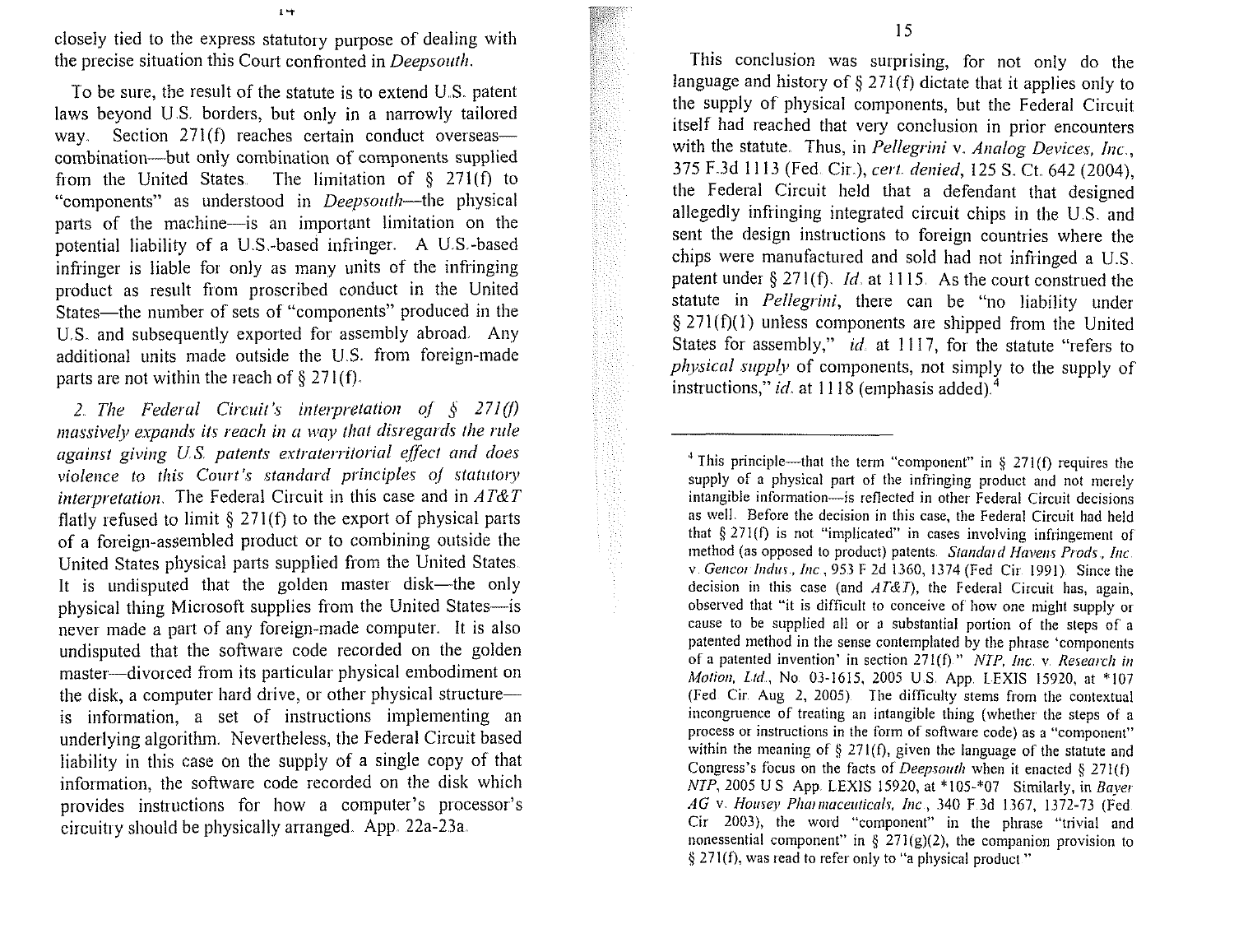closely tied to the express statutory purpose of dealing with the precise situation this Court confronted in *Deepsouth*.

To be sure, the result of the statute is to extend U.S. patent laws beyond U.S. borders, but only in a narrowly tailored way. Section 271(f) reaches certain conduct overseas—combination—but only combination of components supplied from the United States. The limitation of § 271(f) to "components" as understood in *Deepsouth*—the physical parts of the machine—is an important limitation on the potential liability of a U.S.-based infringer. A U.S.-based infringer is liable for only as many units of the infringing product as result from proscribed conduct in the United States—the number of sets of "components" produced in the U.S. and subsequently exported for assembly abroad. Any additional units made outside the U.S. from foreign-made parts are not within the reach of § 271(f).

*2. The Federal Circuit's interpretation of § 271(f) massively expands its reach in a way that disregards the rule against giving U.S. patents extraterritorial effect and does violence to this Court's standard principles of statutory interpretation.* The Federal Circuit in this case and in *AT&T* flatly refused to limit § 271(f) to the export of physical parts of a foreign-assembled product or to combining outside the United States physical parts supplied from the United States. It is undisputed that the golden master disk—the only physical thing Microsoft supplies from the United States—is never made a part of any foreign-made computer. It is also undisputed that the software code recorded on the golden master—divorced from its particular physical embodiment on the disk, a computer hard drive, or other physical structure—is information, a set of instructions implementing an underlying algorithm. Nevertheless, the Federal Circuit based liability in this case on the supply of a single copy of that information, the software code recorded on the disk which provides instructions for how a computer's processor's circuitry should be physically arranged. App. 22a-23a.

This conclusion was surprising, for not only do the language and history of § 271(f) dictate that it applies only to the supply of physical components, but the Federal Circuit itself had reached that very conclusion in prior encounters with the statute. Thus, in *Pellegrini* v. *Analog Devices, Inc.*, 375 F.3d 1113 (Fed. Cir.), *cert. denied*, 125 S. Ct. 642 (2004), the Federal Circuit held that a defendant that designed allegedly infringing integrated circuit chips in the U.S. and sent the design instructions to foreign countries where the chips were manufactured and sold had not infringed a U.S. patent under § 271(f). *Id.* at 1115. As the court construed the statute in *Pellegrini*, there can be "no liability under § 271(f)(1) unless components are shipped from the United States for assembly," *id.* at 1117, for the statute "refers to *physical supply* of components, not simply to the supply of instructions," *id.* at 1118 (emphasis added).[4]

---

[4] This principle—that the term "component" in § 271(f) requires the supply of a physical part of the infringing product and not merely intangible information—is reflected in other Federal Circuit decisions as well. Before the decision in this case, the Federal Circuit had held that § 271(f) is not "implicated" in cases involving infringement of method (as opposed to product) patents. *Standard Havens Prods., Inc.* v. *Gencor Indus., Inc.*, 953 F.2d 1360, 1374 (Fed. Cir. 1991). Since the decision in this case (and *AT&T*), the Federal Circuit has, again, observed that "it is difficult to conceive of how one might supply or cause to be supplied all or a substantial portion of the steps of a patented method in the sense contemplated by the phrase 'components of a patented invention' in section 271(f)." *NTP, Inc.* v. *Research in Motion, Ltd.*, No. 03-1615, 2005 U.S. App. LEXIS 15920, at *107 (Fed. Cir. Aug. 2, 2005). The difficulty stems from the contextual incongruence of treating an intangible thing (whether the steps of a process or instructions in the form of software code) as a "component" within the meaning of § 271(f), given the language of the statute and Congress's focus on the facts of *Deepsouth* when it enacted § 271(f). *NTP*, 2005 U.S. App. LEXIS 15920, at *105-*07. Similarly, in *Bayer AG* v. *Housey Pharmaceuticals, Inc.*, 340 F.3d 1367, 1372-73 (Fed. Cir. 2003), the word "component" in the phrase "trivial and nonessential component" in § 271(g)(2), the companion provision to § 271(f), was read to refer only to "a physical product."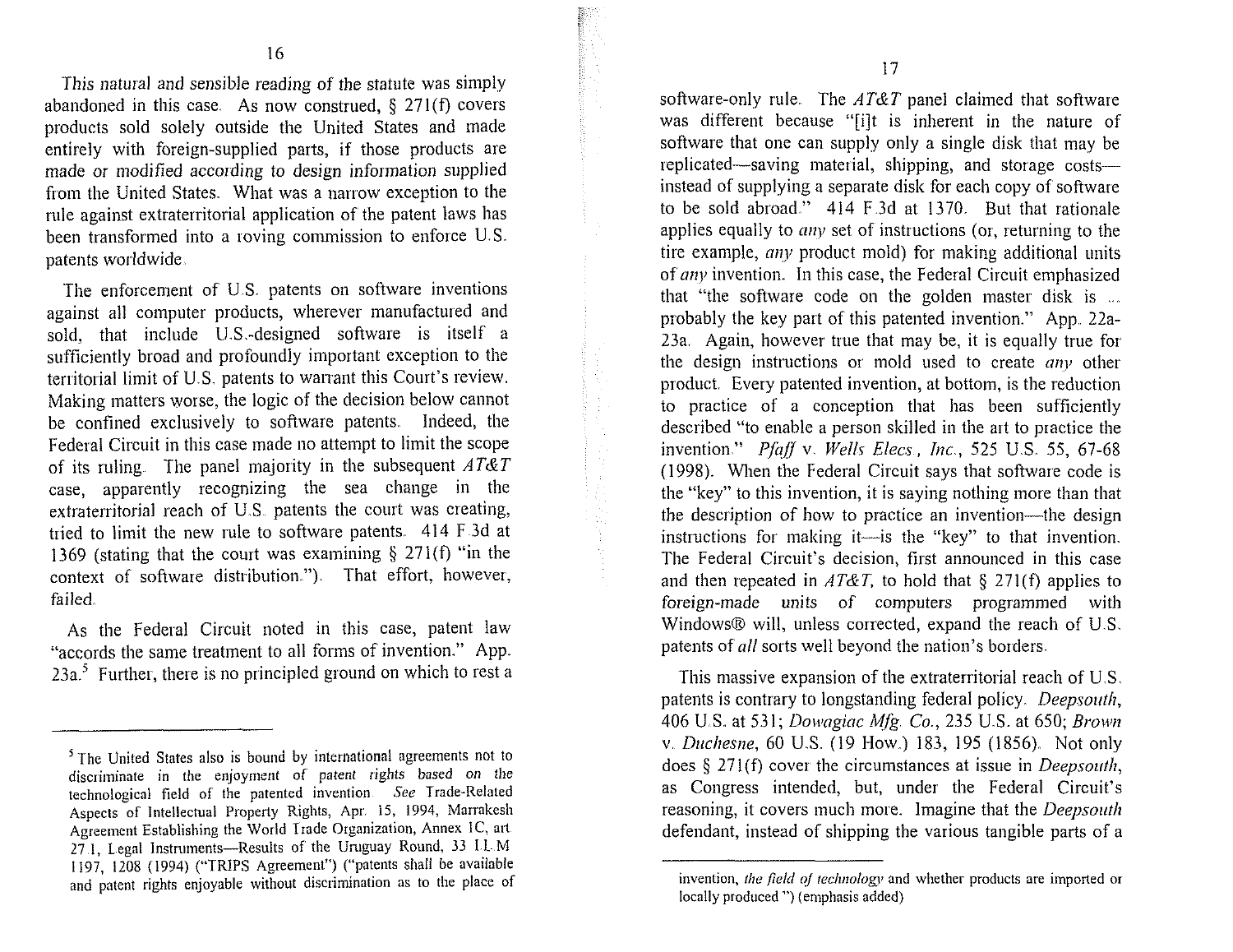*This natural and sensible reading of the statute was simply* abandoned in this case. As now construed, § 271(f) covers products sold solely outside the United States and made entirely with foreign-supplied parts, if those products are made or modified according to design information supplied from the United States. What was a narrow exception to the rule against extraterritorial application of the patent laws has been transformed into a roving commission to enforce U.S. patents worldwide.

The enforcement of U.S. patents on software inventions against all computer products, wherever manufactured and sold, that include U.S.-designed software is itself a sufficiently broad and profoundly important exception to the territorial limit of U.S. patents to warrant this Court's review. Making matters worse, the logic of the decision below cannot be confined exclusively to software patents. Indeed, the Federal Circuit in this case made no attempt to limit the scope of its ruling. The panel majority in the subsequent *AT&T* case, apparently recognizing the sea change in the extraterritorial reach of U.S. patents the court was creating, tried to limit the new rule to software patents. 414 F.3d at 1369 (stating that the court was examining § 271(f) "in the context of software distribution."). That effort, however, failed.

As the Federal Circuit noted in this case, patent law "accords the same treatment to all forms of invention." App. 23a.[5] Further, there is no principled ground on which to rest a software-only rule. The *AT&T* panel claimed that software was different because "[i]t is inherent in the nature of software that one can supply only a single disk that may be replicated—saving material, shipping, and storage costs—instead of supplying a separate disk for each copy of software to be sold abroad." 414 F.3d at 1370. But that rationale applies equally to *any* set of instructions (or, returning to the tire example, *any* product mold) for making additional units of *any* invention. In this case, the Federal Circuit emphasized that "the software code on the golden master disk is ... probably the key part of this patented invention." App. 22a-23a. Again, however true that may be, it is equally true for the design instructions or mold used to create *any* other product. Every patented invention, at bottom, is the reduction to practice of a conception that has been sufficiently described "to enable a person skilled in the art to practice the invention." *Pfaff* v. *Wells Elecs., Inc.*, 525 U.S. 55, 67-68 (1998). When the Federal Circuit says that software code is the "key" to this invention, it is saying nothing more than that the description of how to practice an invention—the design instructions for making it—is the "key" to that invention. The Federal Circuit's decision, first announced in this case and then repeated in *AT&T*, to hold that § 271(f) applies to foreign-made units of computers programmed with Windows® will, unless corrected, expand the reach of U.S. patents of *all* sorts well beyond the nation's borders.

This massive expansion of the extraterritorial reach of U.S. patents is contrary to longstanding federal policy. *Deepsouth*, 406 U.S. at 531; *Dowagiac Mfg. Co.*, 235 U.S. at 650; *Brown* v. *Duchesne*, 60 U.S. (19 How.) 183, 195 (1856). Not only does § 271(f) cover the circumstances at issue in *Deepsouth*, as Congress intended, but, under the Federal Circuit's reasoning, it covers much more. Imagine that the *Deepsouth* defendant, instead of shipping the various tangible parts of a

---

[5] The United States also is bound by international agreements not to discriminate in the enjoyment of patent rights based on the technological field of the patented invention. *See* Trade-Related Aspects of Intellectual Property Rights, Apr. 15, 1994, Marrakesh Agreement Establishing the World Trade Organization, Annex 1C, art. 27.1, Legal Instruments—Results of the Uruguay Round, 33 I.L.M. 1197, 1208 (1994) ("TRIPS Agreement") ("patents shall be available and patent rights enjoyable without discrimination as to the place of invention, *the field of technology* and whether products are imported or locally produced.") (emphasis added).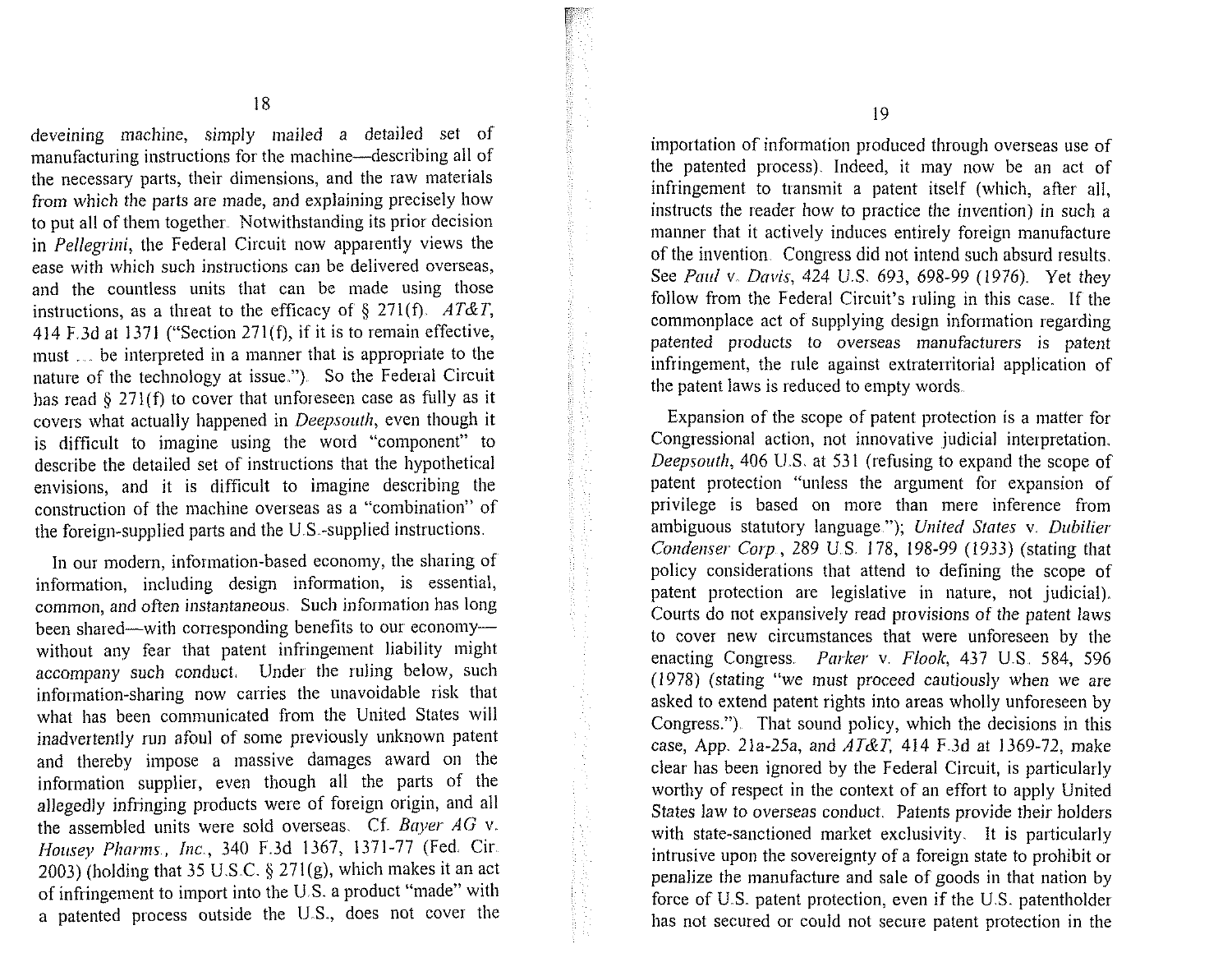deveining machine, simply mailed a detailed set of manufacturing instructions for the machine—describing all of the necessary parts, their dimensions, and the raw materials from which the parts are made, and explaining precisely how to put all of them together. Notwithstanding its prior decision in *Pellegrini*, the Federal Circuit now apparently views the ease with which such instructions can be delivered overseas, and the countless units that can be made using those instructions, as a threat to the efficacy of § 271(f). *AT&T*, 414 F.3d at 1371 ("Section 271(f), if it is to remain effective, must ... be interpreted in a manner that is appropriate to the nature of the technology at issue."). So the Federal Circuit has read § 271(f) to cover that unforeseen case as fully as it covers what actually happened in *Deepsouth*, even though it is difficult to imagine using the word "component" to describe the detailed set of instructions that the hypothetical envisions, and it is difficult to imagine describing the construction of the machine overseas as a "combination" of the foreign-supplied parts and the U.S.-supplied instructions.

In our modern, information-based economy, the sharing of information, including design information, is essential, common, and often instantaneous. Such information has long been shared—with corresponding benefits to our economy—without any fear that patent infringement liability might accompany such conduct. Under the ruling below, such information-sharing now carries the unavoidable risk that what has been communicated from the United States will inadvertently run afoul of some previously unknown patent and thereby impose a massive damages award on the information supplier, even though all the parts of the allegedly infringing products were of foreign origin, and all the assembled units were sold overseas. Cf. *Bayer AG* v. *Housey Pharms., Inc.*, 340 F.3d 1367, 1371-77 (Fed. Cir. 2003) (holding that 35 U.S.C. § 271(g), which makes it an act of infringement to import into the U.S. a product "made" with a patented process outside the U.S., does not cover the importation of information produced through overseas use of the patented process). Indeed, it may now be an act of infringement to transmit a patent itself (which, after all, instructs the reader how to practice the invention) in such a manner that it actively induces entirely foreign manufacture of the invention. Congress did not intend such absurd results. See *Paul* v. *Davis*, 424 U.S. 693, 698-99 (1976). Yet they follow from the Federal Circuit's ruling in this case. If the commonplace act of supplying design information regarding patented products to overseas manufacturers is patent infringement, the rule against extraterritorial application of the patent laws is reduced to empty words.

Expansion of the scope of patent protection is a matter for Congressional action, not innovative judicial interpretation. *Deepsouth*, 406 U.S. at 531 (refusing to expand the scope of patent protection "unless the argument for expansion of privilege is based on more than mere inference from ambiguous statutory language."); *United States* v. *Dubilier Condenser Corp.*, 289 U.S. 178, 198-99 (1933) (stating that policy considerations that attend to defining the scope of patent protection are legislative in nature, not judicial). Courts do not expansively read provisions of the patent laws to cover new circumstances that were unforeseen by the enacting Congress. *Parker* v. *Flook*, 437 U.S. 584, 596 (1978) (stating "we must proceed cautiously when we are asked to extend patent rights into areas wholly unforeseen by Congress."). That sound policy, which the decisions in this case, App. 21a-25a, and *AT&T*, 414 F.3d at 1369-72, make clear has been ignored by the Federal Circuit, is particularly worthy of respect in the context of an effort to apply United States law to overseas conduct. Patents provide their holders with state-sanctioned market exclusivity. It is particularly intrusive upon the sovereignty of a foreign state to prohibit or penalize the manufacture and sale of goods in that nation by force of U.S. patent protection, even if the U.S. patentholder has not secured or could not secure patent protection in the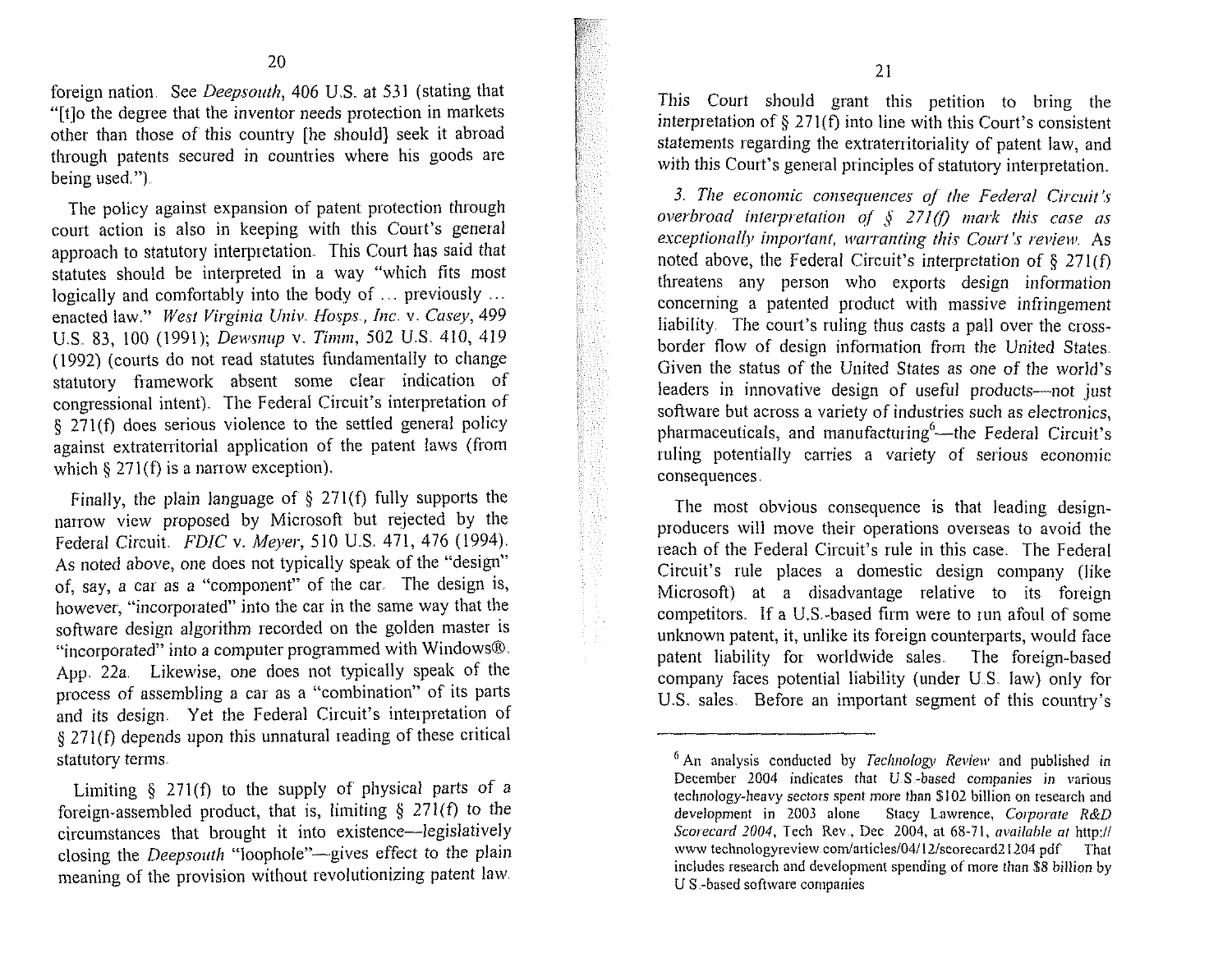foreign nation. See *Deepsouth*, 406 U.S. at 531 (stating that "[t]o the degree that the inventor needs protection in markets other than those of this country [he should] seek it abroad through patents secured in countries where his goods are being used.").

The policy against expansion of patent protection through court action is also in keeping with this Court's general approach to statutory interpretation. This Court has said that statutes should be interpreted in a way "which fits most logically and comfortably into the body of ... previously ... enacted law." *West Virginia Univ. Hosps., Inc.* v. *Casey*, 499 U.S. 83, 100 (1991); *Dewsnup* v. *Timm*, 502 U.S. 410, 419 (1992) (courts do not read statutes fundamentally to change statutory framework absent some clear indication of congressional intent). The Federal Circuit's interpretation of § 271(f) does serious violence to the settled general policy against extraterritorial application of the patent laws (from which § 271(f) is a narrow exception).

Finally, the plain language of § 271(f) fully supports the narrow view proposed by Microsoft but rejected by the Federal Circuit. *FDIC* v. *Meyer*, 510 U.S. 471, 476 (1994). As noted above, one does not typically speak of the "design" of, say, a car as a "component" of the car. The design is, however, "incorporated" into the car in the same way that the software design algorithm recorded on the golden master is "incorporated" into a computer programmed with Windows®. App. 22a. Likewise, one does not typically speak of the process of assembling a car as a "combination" of its parts and its design. Yet the Federal Circuit's interpretation of § 271(f) depends upon this unnatural reading of these critical statutory terms.

Limiting § 271(f) to the supply of physical parts of a foreign-assembled product, that is, limiting § 271(f) to the circumstances that brought it into existence—legislatively closing the *Deepsouth* "loophole"—gives effect to the plain meaning of the provision without revolutionizing patent law.

This Court should grant this petition to bring the interpretation of § 271(f) into line with this Court's consistent statements regarding the extraterritoriality of patent law, and with this Court's general principles of statutory interpretation.

*3. The economic consequences of the Federal Circuit's overbroad interpretation of § 271(f) mark this case as exceptionally important, warranting this Court's review.* As noted above, the Federal Circuit's interpretation of § 271(f) threatens any person who exports design information concerning a patented product with massive infringement liability. The court's ruling thus casts a pall over the cross-border flow of design information from the United States. Given the status of the United States as one of the world's leaders in innovative design of useful products—not just software but across a variety of industries such as electronics, pharmaceuticals, and manufacturing[6]—the Federal Circuit's ruling potentially carries a variety of serious economic consequences.

The most obvious consequence is that leading design-producers will move their operations overseas to avoid the reach of the Federal Circuit's rule in this case. The Federal Circuit's rule places a domestic design company (like Microsoft) at a disadvantage relative to its foreign competitors. If a U.S.-based firm were to run afoul of some unknown patent, it, unlike its foreign counterparts, would face patent liability for worldwide sales. The foreign-based company faces potential liability (under U.S. law) only for U.S. sales. Before an important segment of this country's

---

[6] An analysis conducted by *Technology Review* and published in December 2004 indicates that U.S.-based companies in various technology-heavy sectors spent more than $102 billion on research and development in 2003 alone. Stacy Lawrence, *Corporate R&D Scorecard 2004*, Tech. Rev., Dec. 2004, at 68-71, *available at* http://www.technologyreview.com/articles/04/12/scorecard21204.pdf. That includes research and development spending of more than $8 billion by U.S.-based software companies.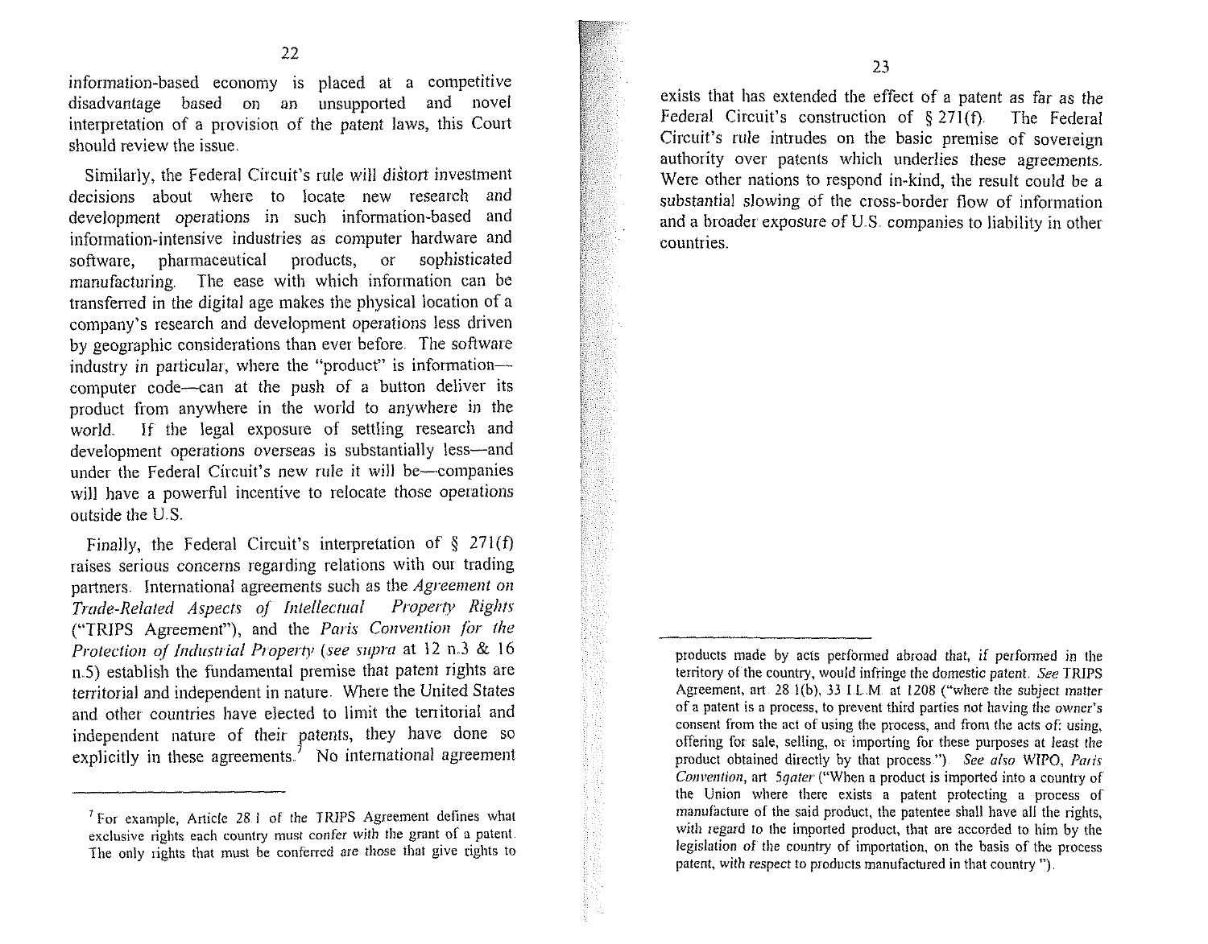information-based economy is placed at a competitive disadvantage based on an unsupported and novel interpretation of a provision of the patent laws, this Court should review the issue.

Similarly, the Federal Circuit's rule will distort investment decisions about where to locate new research and development operations in such information-based and information-intensive industries as computer hardware and software, pharmaceutical products, or sophisticated manufacturing. The ease with which information can be transferred in the digital age makes the physical location of a company's research and development operations less driven by geographic considerations than ever before. The software industry in particular, where the "product" is information—computer code—can at the push of a button deliver its product from anywhere in the world to anywhere in the world. If the legal exposure of settling research and development operations overseas is substantially less—and under the Federal Circuit's new rule it will be—companies will have a powerful incentive to relocate those operations outside the U.S.

Finally, the Federal Circuit's interpretation of § 271(f) raises serious concerns regarding relations with our trading partners. International agreements such as the *Agreement on Trade-Related Aspects of Intellectual Property Rights* ("TRIPS Agreement"), and the *Paris Convention for the Protection of Industrial Property* (*see supra* at 12 n.3 & 16 n.5) establish the fundamental premise that patent rights are territorial and independent in nature. Where the United States and other countries have elected to limit the territorial and independent nature of their patents, they have done so explicitly in these agreements.[7] No international agreement exists that has extended the effect of a patent as far as the Federal Circuit's construction of § 271(f). The Federal Circuit's rule intrudes on the basic premise of sovereign authority over patents which underlies these agreements. Were other nations to respond in-kind, the result could be a substantial slowing of the cross-border flow of information and a broader exposure of U.S. companies to liability in other countries.

---

[7] For example, Article 28.1 of the TRIPS Agreement defines what exclusive rights each country must confer with the grant of a patent. The only rights that must be conferred are those that give rights to products made by acts performed abroad that, if performed in the territory of the country, would infringe the domestic patent. *See* TRIPS Agreement, art. 28.1(b), 33 I.L.M. at 1208 ("where the subject matter of a patent is a process, to prevent third parties not having the owner's consent from the act of using the process, and from the acts of: using, offering for sale, selling, or importing for these purposes at least the product obtained directly by that process."). *See also* WIPO, *Paris Convention*, art. *5quater* ("When a product is imported into a country of the Union where there exists a patent protecting a process of manufacture of the said product, the patentee shall have all the rights, with regard to the imported product, that are accorded to him by the legislation of the country of importation, on the basis of the process patent, with respect to products manufactured in that country.").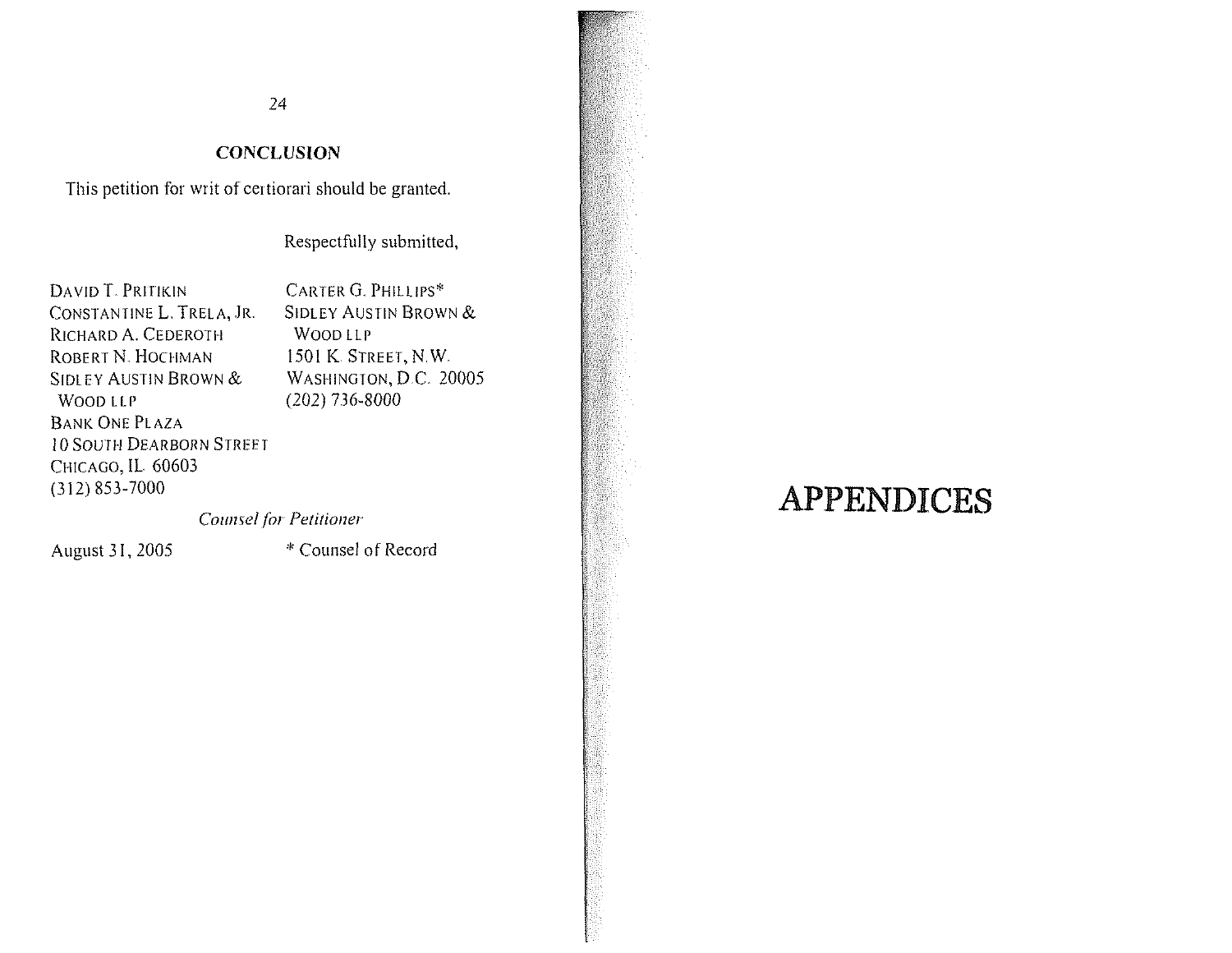## CONCLUSION

This petition for writ of certiorari should be granted.

Respectfully submitted,

DAVID T. PRITIKIN
CONSTANTINE L. TRELA, JR.
RICHARD A. CEDEROTH
ROBERT N. HOCHMAN
SIDLEY AUSTIN BROWN & WOOD LLP
BANK ONE PLAZA
10 SOUTH DEARBORN STREET
CHICAGO, IL 60603
(312) 853-7000

CARTER G. PHILLIPS*
SIDLEY AUSTIN BROWN & WOOD LLP
1501 K STREET, N.W.
WASHINGTON, D.C. 20005
(202) 736-8000

*Counsel for Petitioner*

August 31, 2005

\* Counsel of Record

# APPENDICES